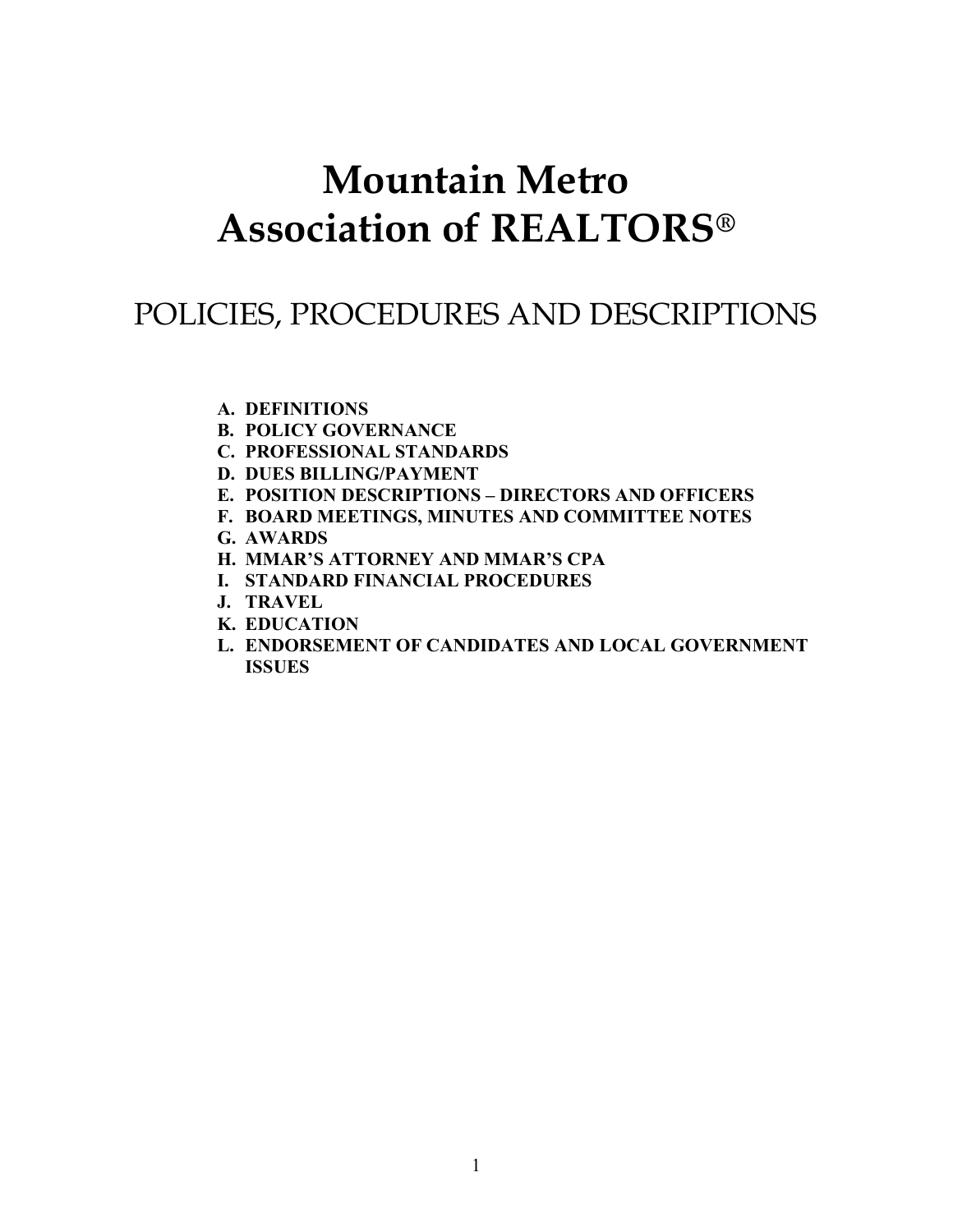# Mountain Metro Association of REALTORS®

## POLICIES, PROCEDURES AND DESCRIPTIONS

- **A. DEFINITIONS**
- **B. POLICY GOVERNANCE**
- **C. PROFESSIONAL STANDARDS**
- **D. DUES BILLING/PAYMENT**
- **E. POSITION DESCRIPTIONS – DIRECTORS AND OFFICERS**
- **F. BOARD MEETINGS, MINUTES AND COMMITTEE NOTES**
- **G. AWARDS**
- **H. MMAR'S ATTORNEY AND MMAR'S CPA**
- **I. STANDARD FINANCIAL PROCEDURES**
- **J. TRAVEL**
- **K. EDUCATION**
- **L. ENDORSEMENT OF CANDIDATES AND LOCAL GOVERNMENT ISSUES**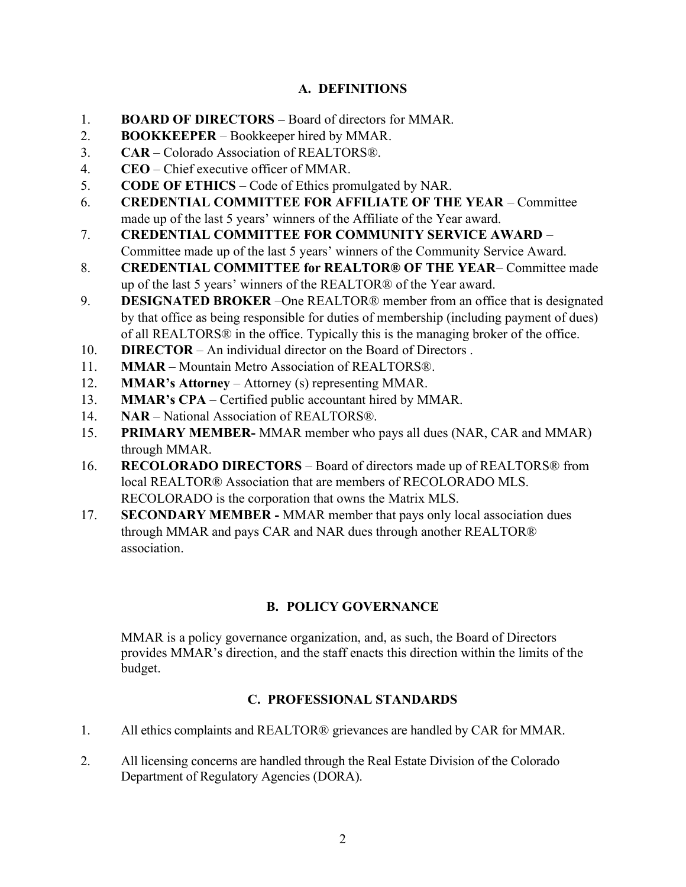## A. DEFINITIONS

1. **BOARD OF DIRECTORS** – Board of directors for MMAR.
2. **BOOKKEEPER** – Bookkeeper hired by MMAR.
3. **CAR** – Colorado Association of REALTORS®.
4. **CEO** – Chief executive officer of MMAR.
5. **CODE OF ETHICS** – Code of Ethics promulgated by NAR.
6. **CREDENTIAL COMMITTEE FOR AFFILIATE OF THE YEAR** – Committee made up of the last 5 years' winners of the Affiliate of the Year award.
7. **CREDENTIAL COMMITTEE FOR COMMUNITY SERVICE AWARD** – Committee made up of the last 5 years' winners of the Community Service Award.
8. **CREDENTIAL COMMITTEE for REALTOR® OF THE YEAR**– Committee made up of the last 5 years' winners of the REALTOR® of the Year award.
9. **DESIGNATED BROKER** –One REALTOR® member from an office that is designated by that office as being responsible for duties of membership (including payment of dues) of all REALTORS® in the office. Typically this is the managing broker of the office.
10. **DIRECTOR** – An individual director on the Board of Directors .
11. **MMAR** – Mountain Metro Association of REALTORS®.
12. **MMAR's Attorney** – Attorney (s) representing MMAR.
13. **MMAR's CPA** – Certified public accountant hired by MMAR.
14. **NAR** – National Association of REALTORS®.
15. **PRIMARY MEMBER-** MMAR member who pays all dues (NAR, CAR and MMAR) through MMAR.
16. **RECOLORADO DIRECTORS** – Board of directors made up of REALTORS® from local REALTOR® Association that are members of RECOLORADO MLS. RECOLORADO is the corporation that owns the Matrix MLS.
17. **SECONDARY MEMBER -** MMAR member that pays only local association dues through MMAR and pays CAR and NAR dues through another REALTOR® association.

## B. POLICY GOVERNANCE

MMAR is a policy governance organization, and, as such, the Board of Directors provides MMAR's direction, and the staff enacts this direction within the limits of the budget.

## C. PROFESSIONAL STANDARDS

1. All ethics complaints and REALTOR® grievances are handled by CAR for MMAR.

2. All licensing concerns are handled through the Real Estate Division of the Colorado Department of Regulatory Agencies (DORA).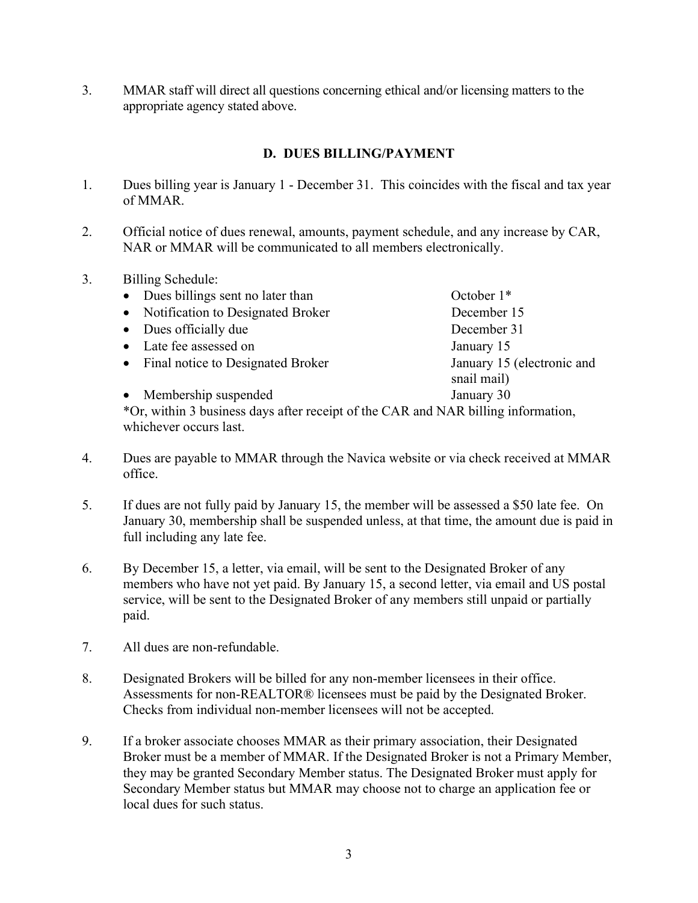3. MMAR staff will direct all questions concerning ethical and/or licensing matters to the appropriate agency stated above.

### D. DUES BILLING/PAYMENT

1. Dues billing year is January 1 - December 31. This coincides with the fiscal and tax year of MMAR.

2. Official notice of dues renewal, amounts, payment schedule, and any increase by CAR, NAR or MMAR will be communicated to all members electronically.

3. Billing Schedule:

| | |
|---|---|
| • Dues billings sent no later than | October 1* |
| • Notification to Designated Broker | December 15 |
| • Dues officially due | December 31 |
| • Late fee assessed on | January 15 |
| • Final notice to Designated Broker | January 15 (electronic and snail mail) |
| • Membership suspended | January 30 |

*Or, within 3 business days after receipt of the CAR and NAR billing information, whichever occurs last.

4. Dues are payable to MMAR through the Navica website or via check received at MMAR office.

5. If dues are not fully paid by January 15, the member will be assessed a $50 late fee. On January 30, membership shall be suspended unless, at that time, the amount due is paid in full including any late fee.

6. By December 15, a letter, via email, will be sent to the Designated Broker of any members who have not yet paid. By January 15, a second letter, via email and US postal service, will be sent to the Designated Broker of any members still unpaid or partially paid.

7. All dues are non-refundable.

8. Designated Brokers will be billed for any non-member licensees in their office. Assessments for non-REALTOR® licensees must be paid by the Designated Broker. Checks from individual non-member licensees will not be accepted.

9. If a broker associate chooses MMAR as their primary association, their Designated Broker must be a member of MMAR. If the Designated Broker is not a Primary Member, they may be granted Secondary Member status. The Designated Broker must apply for Secondary Member status but MMAR may choose not to charge an application fee or local dues for such status.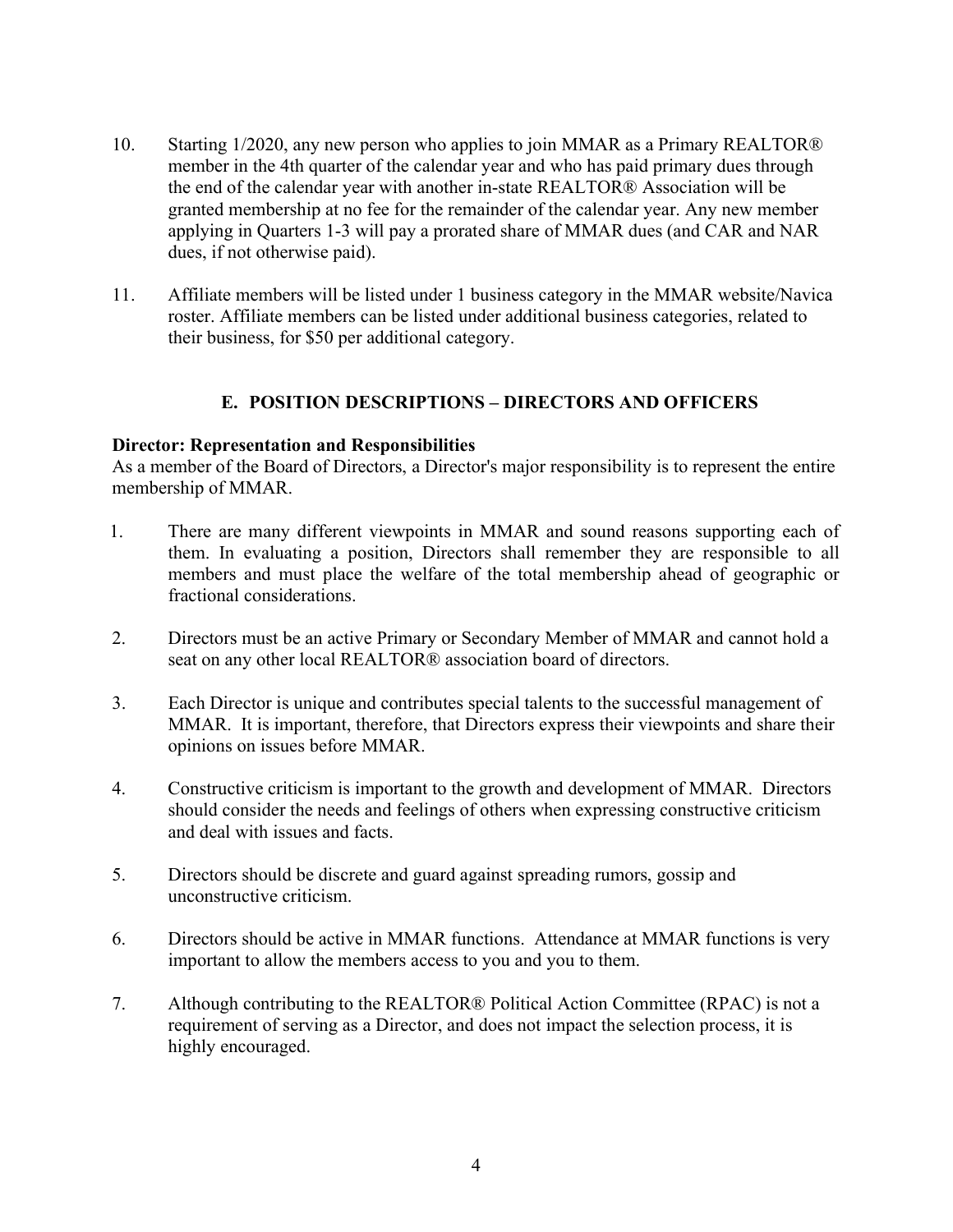10. Starting 1/2020, any new person who applies to join MMAR as a Primary REALTOR® member in the 4th quarter of the calendar year and who has paid primary dues through the end of the calendar year with another in-state REALTOR® Association will be granted membership at no fee for the remainder of the calendar year. Any new member applying in Quarters 1-3 will pay a prorated share of MMAR dues (and CAR and NAR dues, if not otherwise paid).

11. Affiliate members will be listed under 1 business category in the MMAR website/Navica roster. Affiliate members can be listed under additional business categories, related to their business, for $50 per additional category.

## E. POSITION DESCRIPTIONS – DIRECTORS AND OFFICERS

**Director: Representation and Responsibilities**

As a member of the Board of Directors, a Director's major responsibility is to represent the entire membership of MMAR.

1. There are many different viewpoints in MMAR and sound reasons supporting each of them. In evaluating a position, Directors shall remember they are responsible to all members and must place the welfare of the total membership ahead of geographic or fractional considerations.

2. Directors must be an active Primary or Secondary Member of MMAR and cannot hold a seat on any other local REALTOR® association board of directors.

3. Each Director is unique and contributes special talents to the successful management of MMAR. It is important, therefore, that Directors express their viewpoints and share their opinions on issues before MMAR.

4. Constructive criticism is important to the growth and development of MMAR. Directors should consider the needs and feelings of others when expressing constructive criticism and deal with issues and facts.

5. Directors should be discrete and guard against spreading rumors, gossip and unconstructive criticism.

6. Directors should be active in MMAR functions. Attendance at MMAR functions is very important to allow the members access to you and you to them.

7. Although contributing to the REALTOR® Political Action Committee (RPAC) is not a requirement of serving as a Director, and does not impact the selection process, it is highly encouraged.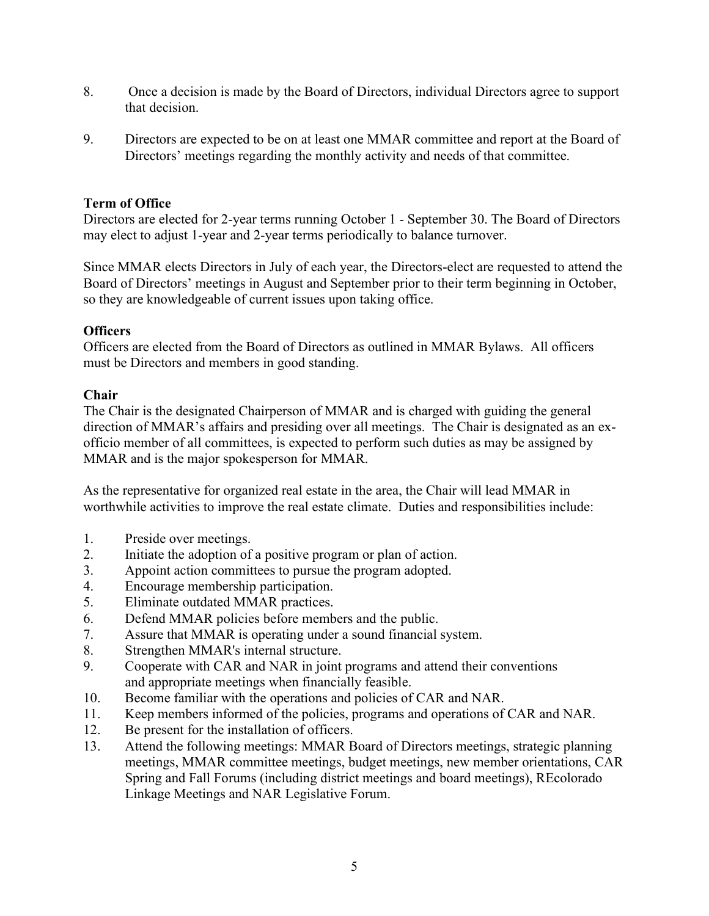8. Once a decision is made by the Board of Directors, individual Directors agree to support that decision.

9. Directors are expected to be on at least one MMAR committee and report at the Board of Directors' meetings regarding the monthly activity and needs of that committee.

**Term of Office**

Directors are elected for 2-year terms running October 1 - September 30. The Board of Directors may elect to adjust 1-year and 2-year terms periodically to balance turnover.

Since MMAR elects Directors in July of each year, the Directors-elect are requested to attend the Board of Directors' meetings in August and September prior to their term beginning in October, so they are knowledgeable of current issues upon taking office.

**Officers**

Officers are elected from the Board of Directors as outlined in MMAR Bylaws. All officers must be Directors and members in good standing.

**Chair**

The Chair is the designated Chairperson of MMAR and is charged with guiding the general direction of MMAR's affairs and presiding over all meetings. The Chair is designated as an ex-officio member of all committees, is expected to perform such duties as may be assigned by MMAR and is the major spokesperson for MMAR.

As the representative for organized real estate in the area, the Chair will lead MMAR in worthwhile activities to improve the real estate climate. Duties and responsibilities include:

1. Preside over meetings.
2. Initiate the adoption of a positive program or plan of action.
3. Appoint action committees to pursue the program adopted.
4. Encourage membership participation.
5. Eliminate outdated MMAR practices.
6. Defend MMAR policies before members and the public.
7. Assure that MMAR is operating under a sound financial system.
8. Strengthen MMAR's internal structure.
9. Cooperate with CAR and NAR in joint programs and attend their conventions and appropriate meetings when financially feasible.
10. Become familiar with the operations and policies of CAR and NAR.
11. Keep members informed of the policies, programs and operations of CAR and NAR.
12. Be present for the installation of officers.
13. Attend the following meetings: MMAR Board of Directors meetings, strategic planning meetings, MMAR committee meetings, budget meetings, new member orientations, CAR Spring and Fall Forums (including district meetings and board meetings), REcolorado Linkage Meetings and NAR Legislative Forum.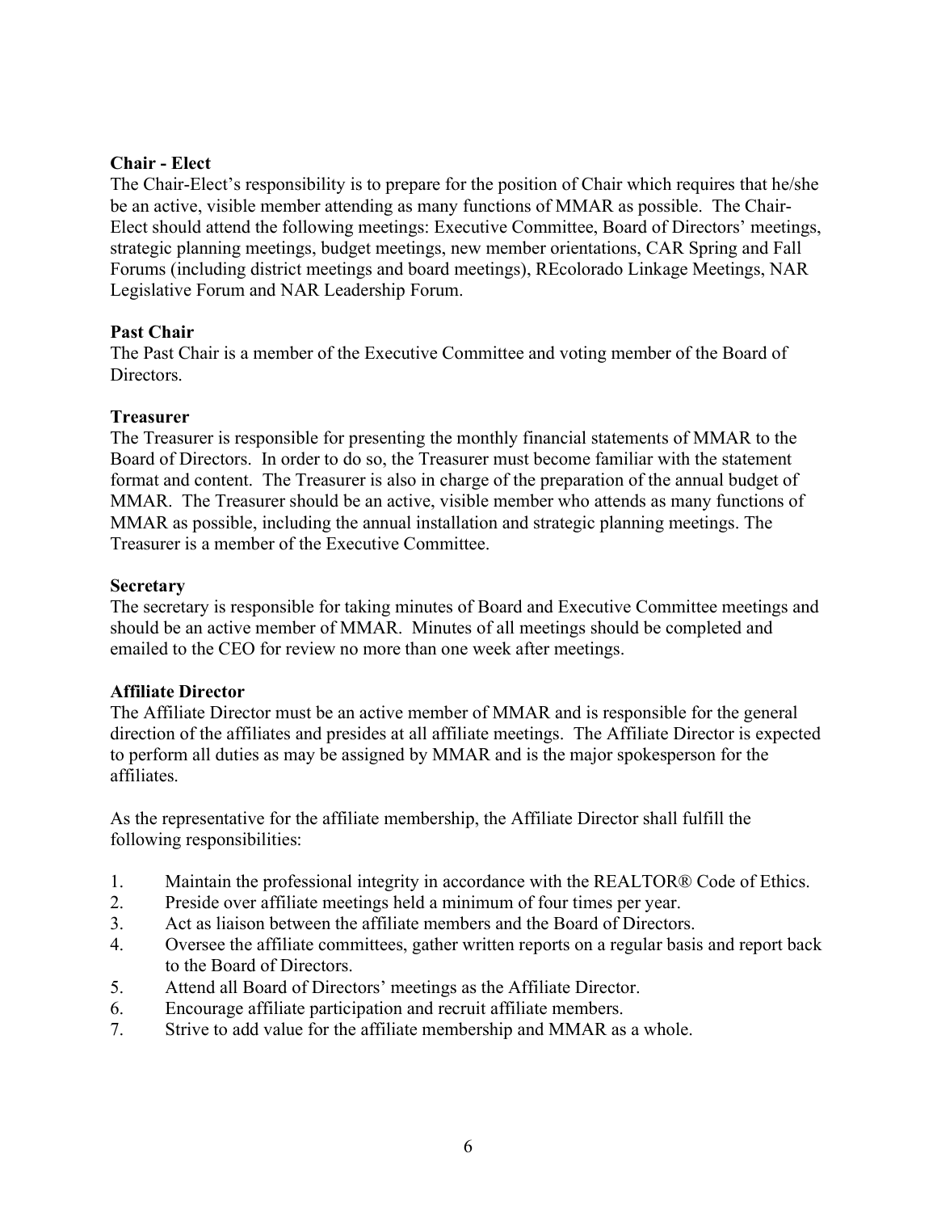**Chair - Elect**

The Chair-Elect's responsibility is to prepare for the position of Chair which requires that he/she be an active, visible member attending as many functions of MMAR as possible. The Chair-Elect should attend the following meetings: Executive Committee, Board of Directors' meetings, strategic planning meetings, budget meetings, new member orientations, CAR Spring and Fall Forums (including district meetings and board meetings), REcolorado Linkage Meetings, NAR Legislative Forum and NAR Leadership Forum.

**Past Chair**

The Past Chair is a member of the Executive Committee and voting member of the Board of Directors.

**Treasurer**

The Treasurer is responsible for presenting the monthly financial statements of MMAR to the Board of Directors. In order to do so, the Treasurer must become familiar with the statement format and content. The Treasurer is also in charge of the preparation of the annual budget of MMAR. The Treasurer should be an active, visible member who attends as many functions of MMAR as possible, including the annual installation and strategic planning meetings. The Treasurer is a member of the Executive Committee.

**Secretary**

The secretary is responsible for taking minutes of Board and Executive Committee meetings and should be an active member of MMAR. Minutes of all meetings should be completed and emailed to the CEO for review no more than one week after meetings.

**Affiliate Director**

The Affiliate Director must be an active member of MMAR and is responsible for the general direction of the affiliates and presides at all affiliate meetings. The Affiliate Director is expected to perform all duties as may be assigned by MMAR and is the major spokesperson for the affiliates.

As the representative for the affiliate membership, the Affiliate Director shall fulfill the following responsibilities:

1. Maintain the professional integrity in accordance with the REALTOR® Code of Ethics.
2. Preside over affiliate meetings held a minimum of four times per year.
3. Act as liaison between the affiliate members and the Board of Directors.
4. Oversee the affiliate committees, gather written reports on a regular basis and report back to the Board of Directors.
5. Attend all Board of Directors' meetings as the Affiliate Director.
6. Encourage affiliate participation and recruit affiliate members.
7. Strive to add value for the affiliate membership and MMAR as a whole.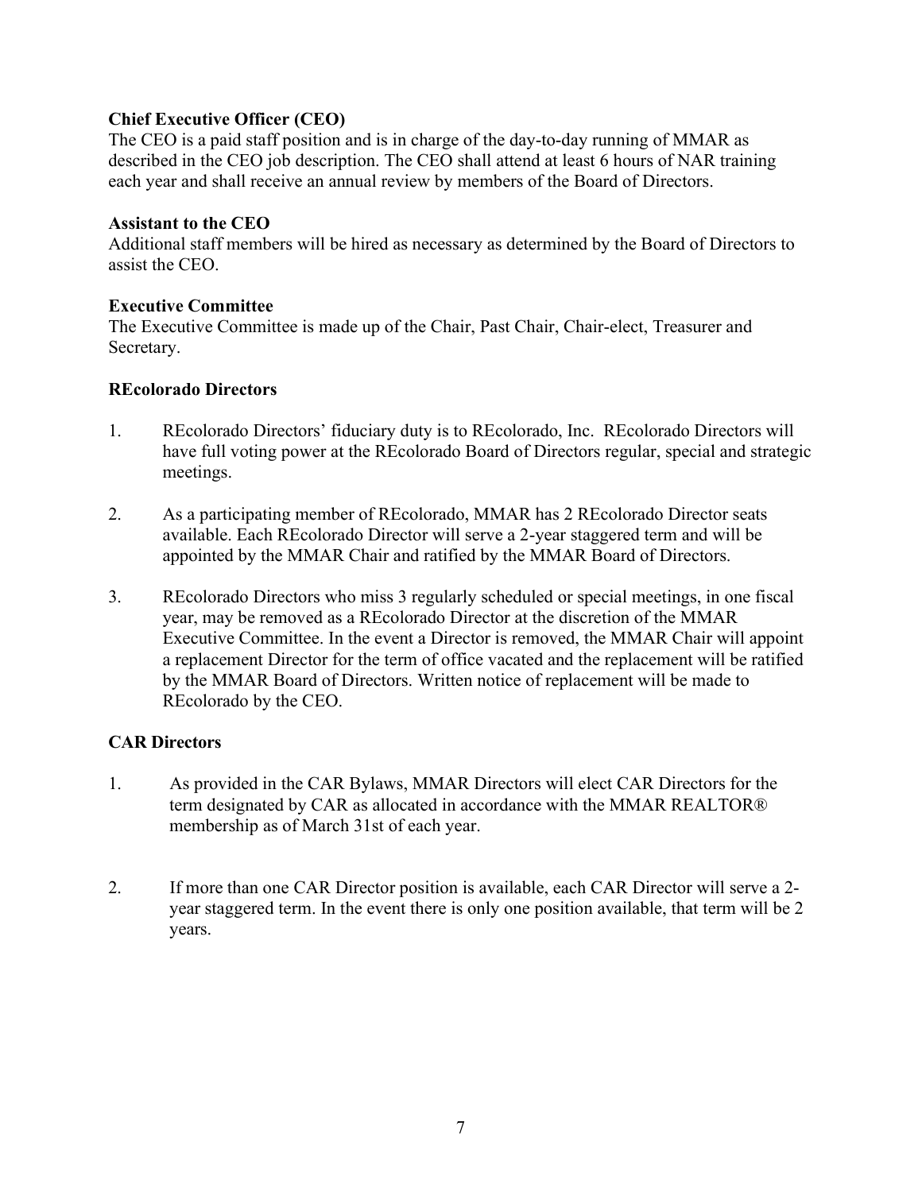**Chief Executive Officer (CEO)**

The CEO is a paid staff position and is in charge of the day-to-day running of MMAR as described in the CEO job description. The CEO shall attend at least 6 hours of NAR training each year and shall receive an annual review by members of the Board of Directors.

**Assistant to the CEO**

Additional staff members will be hired as necessary as determined by the Board of Directors to assist the CEO.

**Executive Committee**

The Executive Committee is made up of the Chair, Past Chair, Chair-elect, Treasurer and Secretary.

**REcolorado Directors**

1. REcolorado Directors' fiduciary duty is to REcolorado, Inc. REcolorado Directors will have full voting power at the REcolorado Board of Directors regular, special and strategic meetings.

2. As a participating member of REcolorado, MMAR has 2 REcolorado Director seats available. Each REcolorado Director will serve a 2-year staggered term and will be appointed by the MMAR Chair and ratified by the MMAR Board of Directors.

3. REcolorado Directors who miss 3 regularly scheduled or special meetings, in one fiscal year, may be removed as a REcolorado Director at the discretion of the MMAR Executive Committee. In the event a Director is removed, the MMAR Chair will appoint a replacement Director for the term of office vacated and the replacement will be ratified by the MMAR Board of Directors. Written notice of replacement will be made to REcolorado by the CEO.

**CAR Directors**

1. As provided in the CAR Bylaws, MMAR Directors will elect CAR Directors for the term designated by CAR as allocated in accordance with the MMAR REALTOR® membership as of March 31st of each year.

2. If more than one CAR Director position is available, each CAR Director will serve a 2-year staggered term. In the event there is only one position available, that term will be 2 years.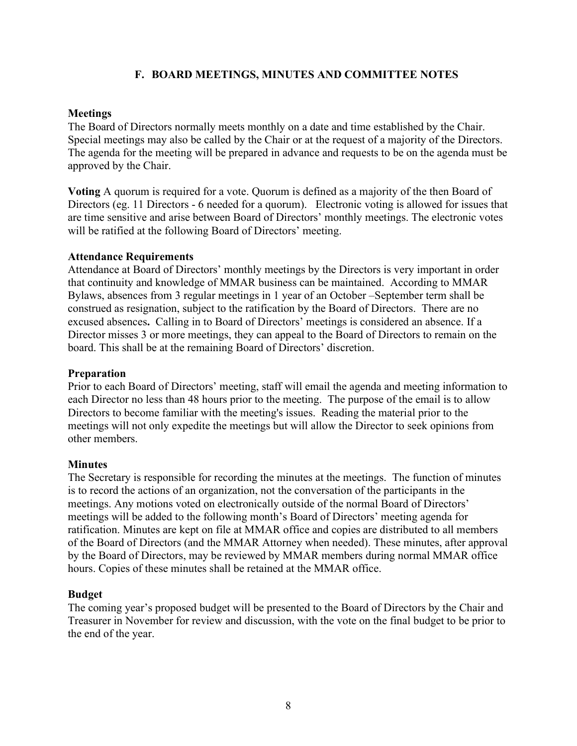## F. BOARD MEETINGS, MINUTES AND COMMITTEE NOTES

**Meetings**
The Board of Directors normally meets monthly on a date and time established by the Chair. Special meetings may also be called by the Chair or at the request of a majority of the Directors. The agenda for the meeting will be prepared in advance and requests to be on the agenda must be approved by the Chair.

**Voting** A quorum is required for a vote. Quorum is defined as a majority of the then Board of Directors (eg. 11 Directors - 6 needed for a quorum). Electronic voting is allowed for issues that are time sensitive and arise between Board of Directors' monthly meetings. The electronic votes will be ratified at the following Board of Directors' meeting.

**Attendance Requirements**
Attendance at Board of Directors' monthly meetings by the Directors is very important in order that continuity and knowledge of MMAR business can be maintained. According to MMAR Bylaws, absences from 3 regular meetings in 1 year of an October –September term shall be construed as resignation, subject to the ratification by the Board of Directors. There are no excused absences**.** Calling in to Board of Directors' meetings is considered an absence. If a Director misses 3 or more meetings, they can appeal to the Board of Directors to remain on the board. This shall be at the remaining Board of Directors' discretion.

**Preparation**
Prior to each Board of Directors' meeting, staff will email the agenda and meeting information to each Director no less than 48 hours prior to the meeting. The purpose of the email is to allow Directors to become familiar with the meeting's issues. Reading the material prior to the meetings will not only expedite the meetings but will allow the Director to seek opinions from other members.

**Minutes**
The Secretary is responsible for recording the minutes at the meetings. The function of minutes is to record the actions of an organization, not the conversation of the participants in the meetings. Any motions voted on electronically outside of the normal Board of Directors' meetings will be added to the following month's Board of Directors' meeting agenda for ratification. Minutes are kept on file at MMAR office and copies are distributed to all members of the Board of Directors (and the MMAR Attorney when needed). These minutes, after approval by the Board of Directors, may be reviewed by MMAR members during normal MMAR office hours. Copies of these minutes shall be retained at the MMAR office.

**Budget**
The coming year's proposed budget will be presented to the Board of Directors by the Chair and Treasurer in November for review and discussion, with the vote on the final budget to be prior to the end of the year.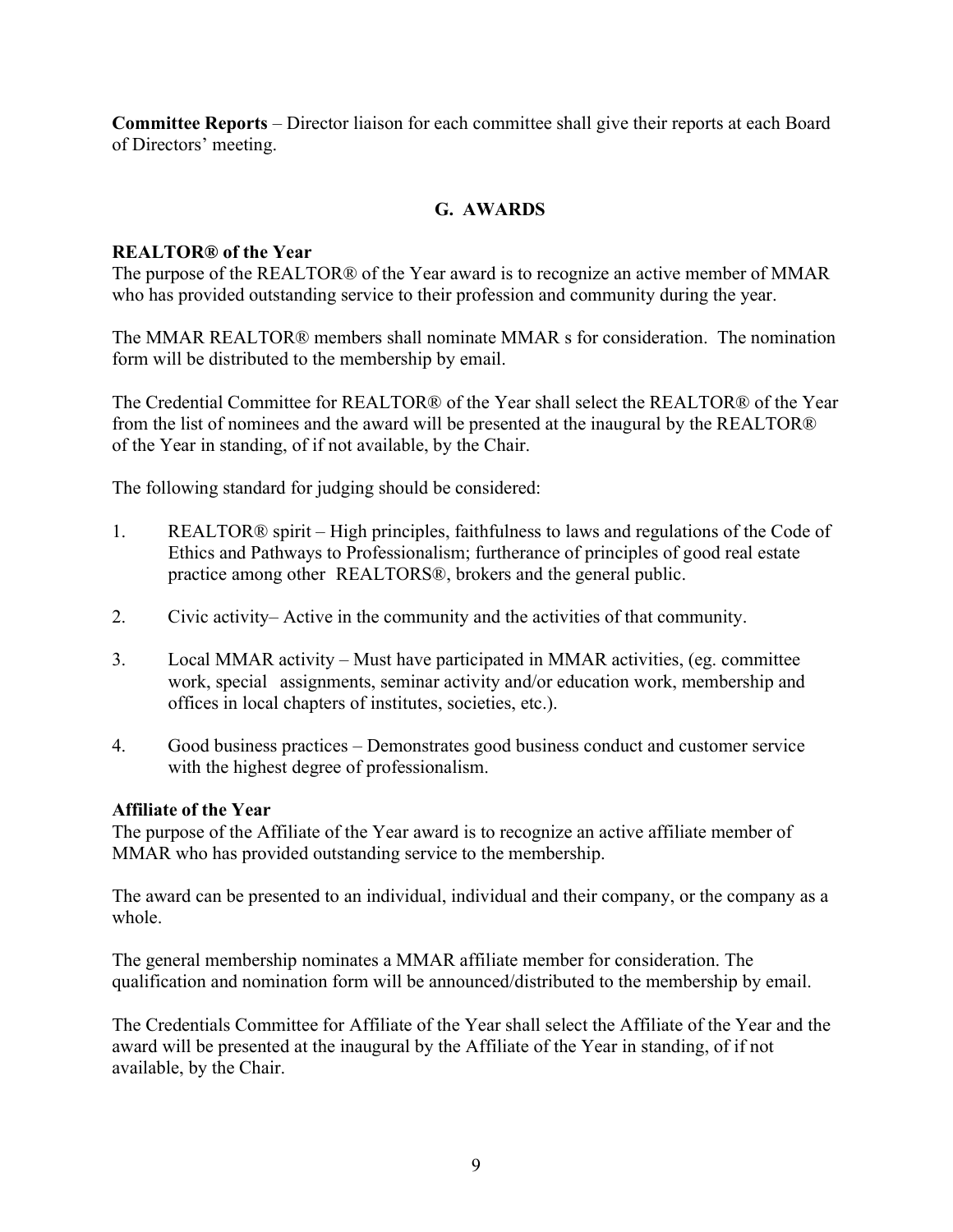**Committee Reports** – Director liaison for each committee shall give their reports at each Board of Directors' meeting.

## G. AWARDS

**REALTOR® of the Year**

The purpose of the REALTOR® of the Year award is to recognize an active member of MMAR who has provided outstanding service to their profession and community during the year.

The MMAR REALTOR® members shall nominate MMAR s for consideration. The nomination form will be distributed to the membership by email.

The Credential Committee for REALTOR® of the Year shall select the REALTOR® of the Year from the list of nominees and the award will be presented at the inaugural by the REALTOR® of the Year in standing, of if not available, by the Chair.

The following standard for judging should be considered:

1. REALTOR® spirit – High principles, faithfulness to laws and regulations of the Code of Ethics and Pathways to Professionalism; furtherance of principles of good real estate practice among other REALTORS®, brokers and the general public.

2. Civic activity– Active in the community and the activities of that community.

3. Local MMAR activity – Must have participated in MMAR activities, (eg. committee work, special assignments, seminar activity and/or education work, membership and offices in local chapters of institutes, societies, etc.).

4. Good business practices – Demonstrates good business conduct and customer service with the highest degree of professionalism.

**Affiliate of the Year**

The purpose of the Affiliate of the Year award is to recognize an active affiliate member of MMAR who has provided outstanding service to the membership.

The award can be presented to an individual, individual and their company, or the company as a whole.

The general membership nominates a MMAR affiliate member for consideration. The qualification and nomination form will be announced/distributed to the membership by email.

The Credentials Committee for Affiliate of the Year shall select the Affiliate of the Year and the award will be presented at the inaugural by the Affiliate of the Year in standing, of if not available, by the Chair.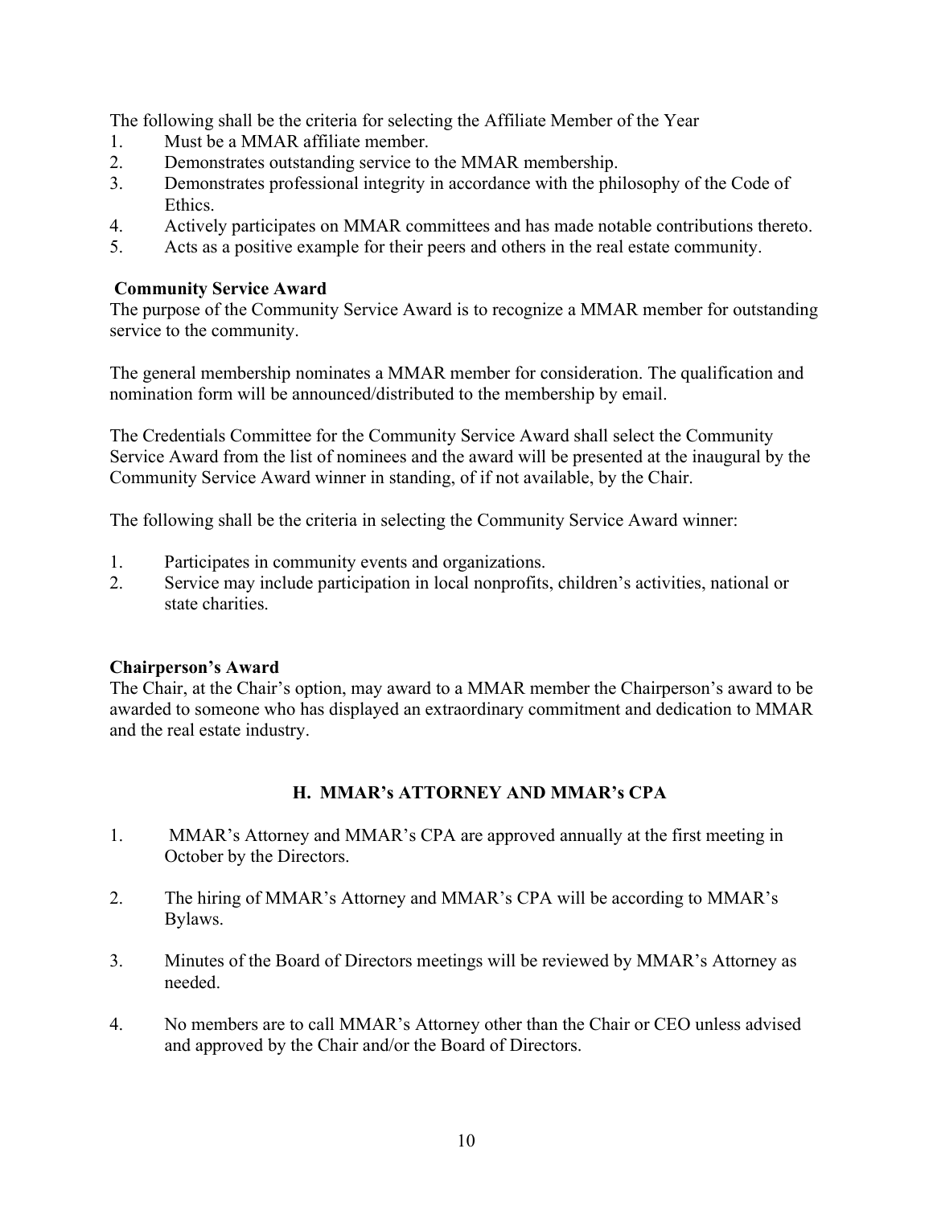The following shall be the criteria for selecting the Affiliate Member of the Year

1. Must be a MMAR affiliate member.
2. Demonstrates outstanding service to the MMAR membership.
3. Demonstrates professional integrity in accordance with the philosophy of the Code of Ethics.
4. Actively participates on MMAR committees and has made notable contributions thereto.
5. Acts as a positive example for their peers and others in the real estate community.

**Community Service Award**

The purpose of the Community Service Award is to recognize a MMAR member for outstanding service to the community.

The general membership nominates a MMAR member for consideration. The qualification and nomination form will be announced/distributed to the membership by email.

The Credentials Committee for the Community Service Award shall select the Community Service Award from the list of nominees and the award will be presented at the inaugural by the Community Service Award winner in standing, of if not available, by the Chair.

The following shall be the criteria in selecting the Community Service Award winner:

1. Participates in community events and organizations.
2. Service may include participation in local nonprofits, children's activities, national or state charities.

**Chairperson's Award**

The Chair, at the Chair's option, may award to a MMAR member the Chairperson's award to be awarded to someone who has displayed an extraordinary commitment and dedication to MMAR and the real estate industry.

## H. MMAR's ATTORNEY AND MMAR's CPA

1. MMAR's Attorney and MMAR's CPA are approved annually at the first meeting in October by the Directors.

2. The hiring of MMAR's Attorney and MMAR's CPA will be according to MMAR's Bylaws.

3. Minutes of the Board of Directors meetings will be reviewed by MMAR's Attorney as needed.

4. No members are to call MMAR's Attorney other than the Chair or CEO unless advised and approved by the Chair and/or the Board of Directors.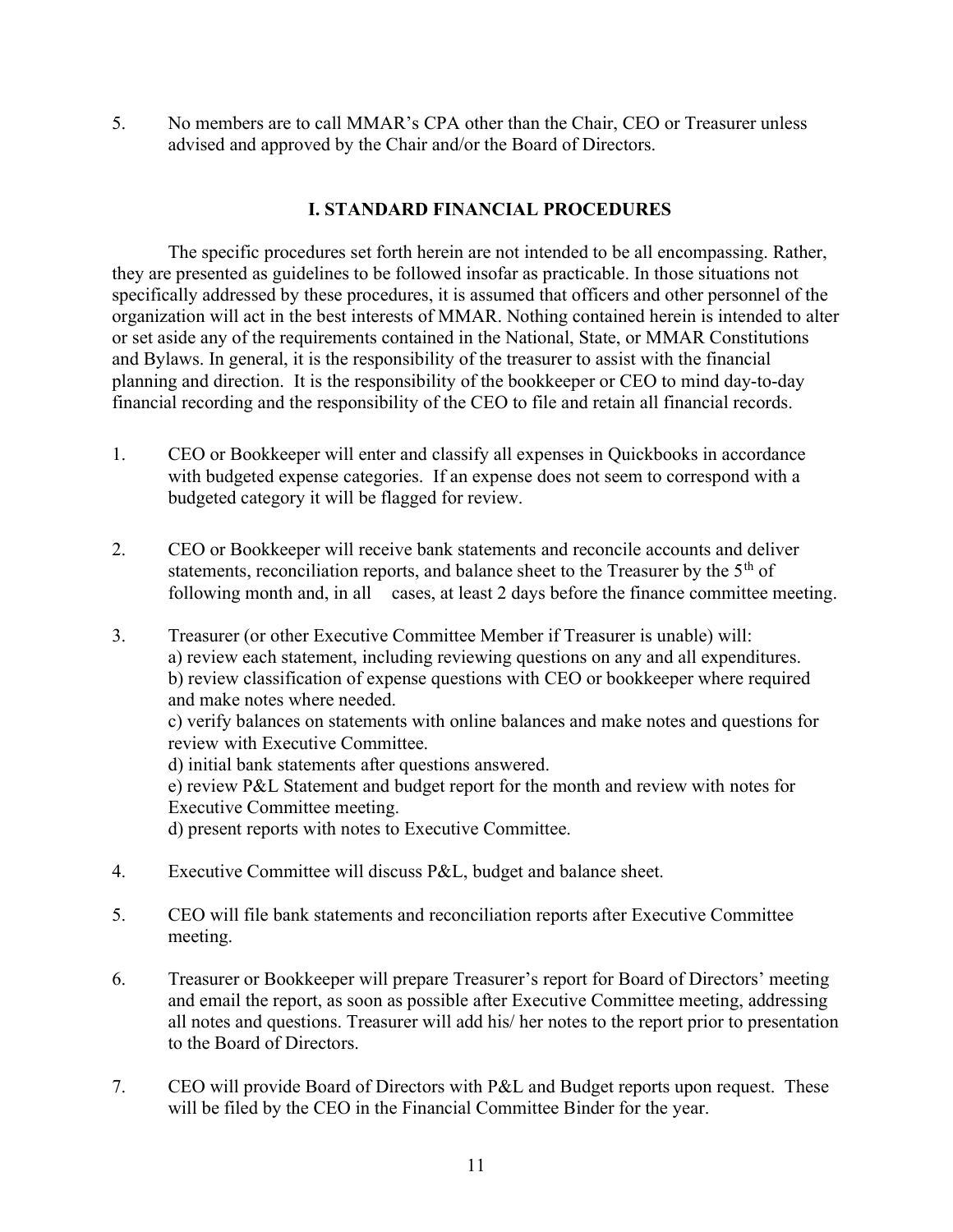5. No members are to call MMAR's CPA other than the Chair, CEO or Treasurer unless advised and approved by the Chair and/or the Board of Directors.

## I. STANDARD FINANCIAL PROCEDURES

The specific procedures set forth herein are not intended to be all encompassing. Rather, they are presented as guidelines to be followed insofar as practicable. In those situations not specifically addressed by these procedures, it is assumed that officers and other personnel of the organization will act in the best interests of MMAR. Nothing contained herein is intended to alter or set aside any of the requirements contained in the National, State, or MMAR Constitutions and Bylaws. In general, it is the responsibility of the treasurer to assist with the financial planning and direction. It is the responsibility of the bookkeeper or CEO to mind day-to-day financial recording and the responsibility of the CEO to file and retain all financial records.

1. CEO or Bookkeeper will enter and classify all expenses in Quickbooks in accordance with budgeted expense categories. If an expense does not seem to correspond with a budgeted category it will be flagged for review.

2. CEO or Bookkeeper will receive bank statements and reconcile accounts and deliver statements, reconciliation reports, and balance sheet to the Treasurer by the 5th of following month and, in all cases, at least 2 days before the finance committee meeting.

3. Treasurer (or other Executive Committee Member if Treasurer is unable) will:
   a) review each statement, including reviewing questions on any and all expenditures.
   b) review classification of expense questions with CEO or bookkeeper where required and make notes where needed.
   c) verify balances on statements with online balances and make notes and questions for review with Executive Committee.
   d) initial bank statements after questions answered.
   e) review P&L Statement and budget report for the month and review with notes for Executive Committee meeting.
   d) present reports with notes to Executive Committee.

4. Executive Committee will discuss P&L, budget and balance sheet.

5. CEO will file bank statements and reconciliation reports after Executive Committee meeting.

6. Treasurer or Bookkeeper will prepare Treasurer's report for Board of Directors' meeting and email the report, as soon as possible after Executive Committee meeting, addressing all notes and questions. Treasurer will add his/ her notes to the report prior to presentation to the Board of Directors.

7. CEO will provide Board of Directors with P&L and Budget reports upon request. These will be filed by the CEO in the Financial Committee Binder for the year.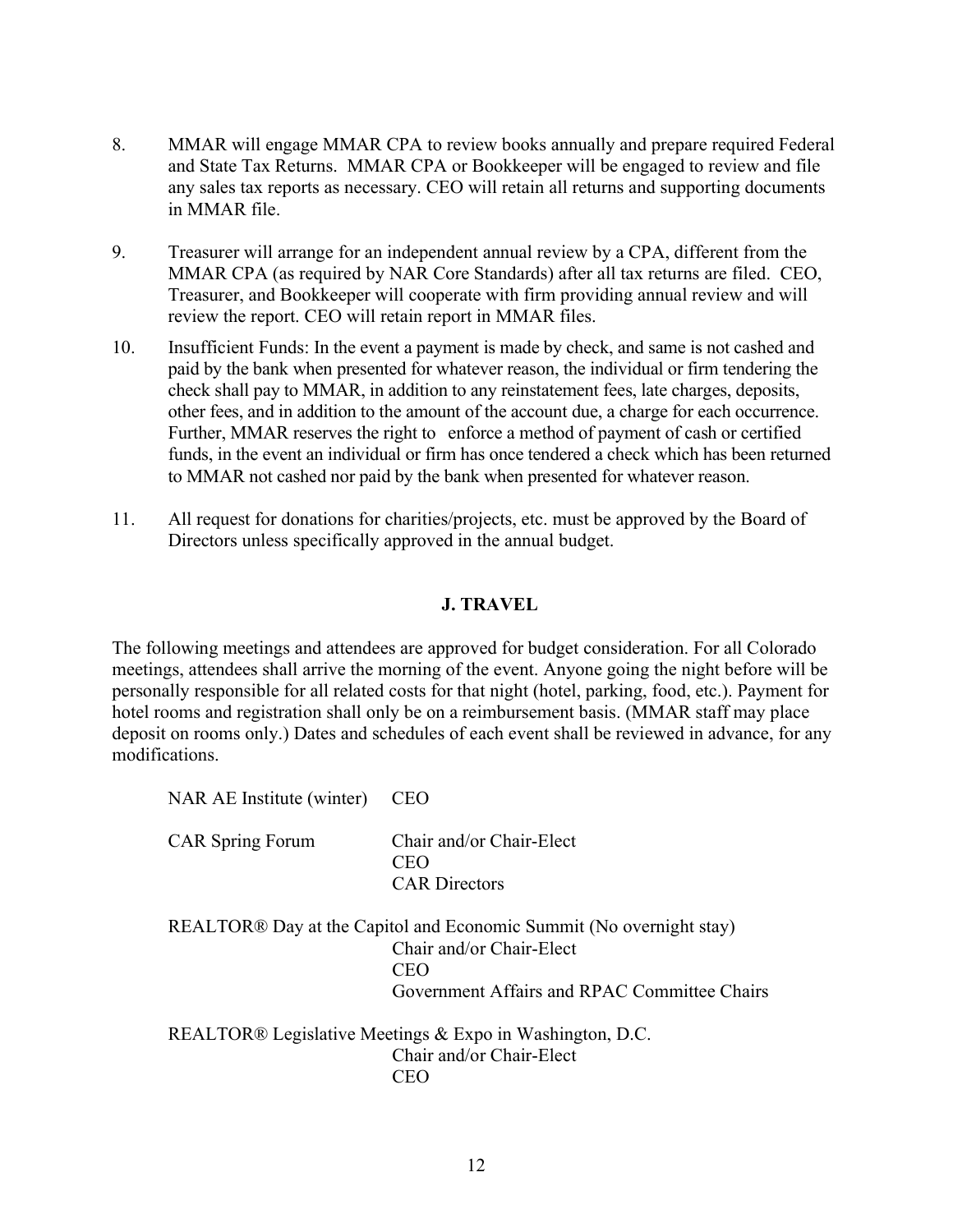8. MMAR will engage MMAR CPA to review books annually and prepare required Federal and State Tax Returns. MMAR CPA or Bookkeeper will be engaged to review and file any sales tax reports as necessary. CEO will retain all returns and supporting documents in MMAR file.

9. Treasurer will arrange for an independent annual review by a CPA, different from the MMAR CPA (as required by NAR Core Standards) after all tax returns are filed. CEO, Treasurer, and Bookkeeper will cooperate with firm providing annual review and will review the report. CEO will retain report in MMAR files.

10. Insufficient Funds: In the event a payment is made by check, and same is not cashed and paid by the bank when presented for whatever reason, the individual or firm tendering the check shall pay to MMAR, in addition to any reinstatement fees, late charges, deposits, other fees, and in addition to the amount of the account due, a charge for each occurrence. Further, MMAR reserves the right to enforce a method of payment of cash or certified funds, in the event an individual or firm has once tendered a check which has been returned to MMAR not cashed nor paid by the bank when presented for whatever reason.

11. All request for donations for charities/projects, etc. must be approved by the Board of Directors unless specifically approved in the annual budget.

## J. TRAVEL

The following meetings and attendees are approved for budget consideration. For all Colorado meetings, attendees shall arrive the morning of the event. Anyone going the night before will be personally responsible for all related costs for that night (hotel, parking, food, etc.). Payment for hotel rooms and registration shall only be on a reimbursement basis. (MMAR staff may place deposit on rooms only.) Dates and schedules of each event shall be reviewed in advance, for any modifications.

NAR AE Institute (winter) — CEO

CAR Spring Forum — Chair and/or Chair-Elect
CEO
CAR Directors

REALTOR® Day at the Capitol and Economic Summit (No overnight stay)
Chair and/or Chair-Elect
CEO
Government Affairs and RPAC Committee Chairs

REALTOR® Legislative Meetings & Expo in Washington, D.C.
Chair and/or Chair-Elect
CEO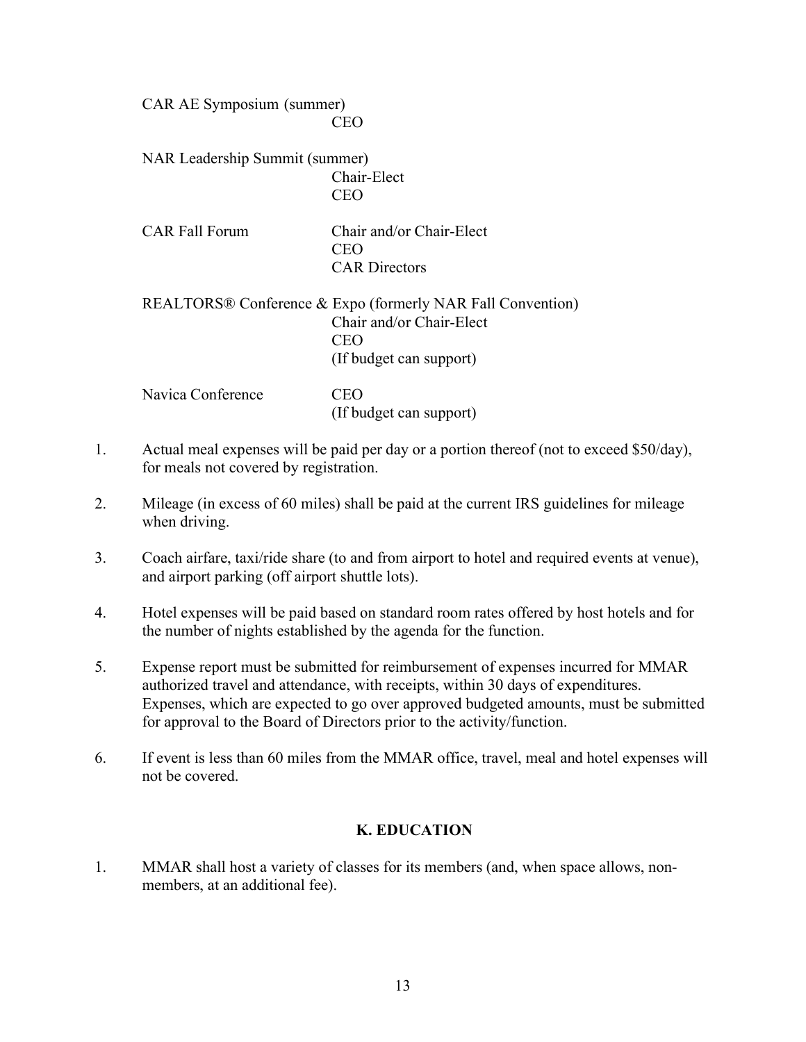CAR AE Symposium (summer)
CEO

NAR Leadership Summit (summer)
Chair-Elect
CEO

CAR Fall Forum
Chair and/or Chair-Elect
CEO
CAR Directors

REALTORS® Conference & Expo (formerly NAR Fall Convention)
Chair and/or Chair-Elect
CEO
(If budget can support)

Navica Conference
CEO
(If budget can support)

1. Actual meal expenses will be paid per day or a portion thereof (not to exceed $50/day), for meals not covered by registration.

2. Mileage (in excess of 60 miles) shall be paid at the current IRS guidelines for mileage when driving.

3. Coach airfare, taxi/ride share (to and from airport to hotel and required events at venue), and airport parking (off airport shuttle lots).

4. Hotel expenses will be paid based on standard room rates offered by host hotels and for the number of nights established by the agenda for the function.

5. Expense report must be submitted for reimbursement of expenses incurred for MMAR authorized travel and attendance, with receipts, within 30 days of expenditures. Expenses, which are expected to go over approved budgeted amounts, must be submitted for approval to the Board of Directors prior to the activity/function.

6. If event is less than 60 miles from the MMAR office, travel, meal and hotel expenses will not be covered.

## K. EDUCATION

1. MMAR shall host a variety of classes for its members (and, when space allows, non-members, at an additional fee).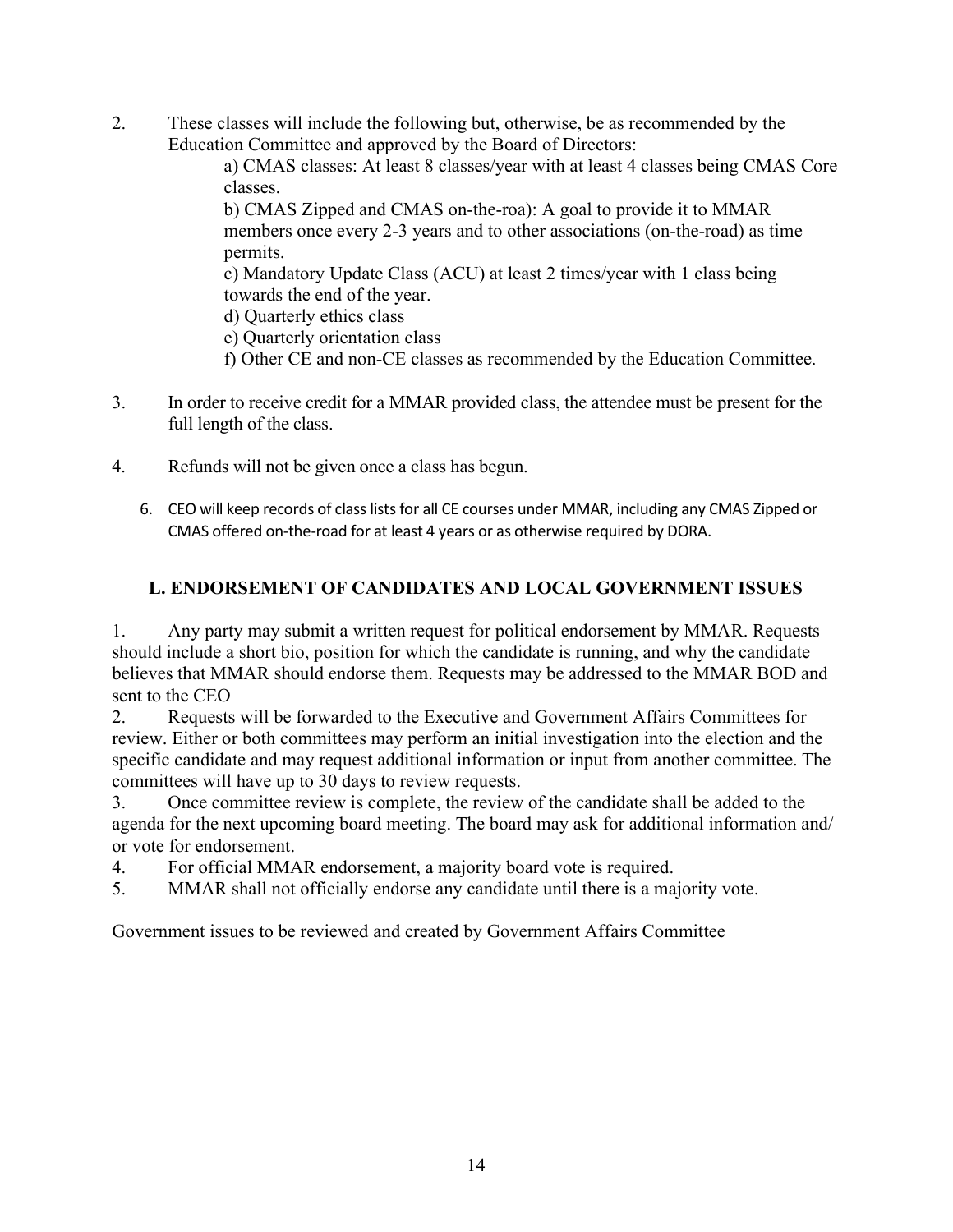2. These classes will include the following but, otherwise, be as recommended by the Education Committee and approved by the Board of Directors:

   a) CMAS classes: At least 8 classes/year with at least 4 classes being CMAS Core classes.

   b) CMAS Zipped and CMAS on-the-roa): A goal to provide it to MMAR members once every 2-3 years and to other associations (on-the-road) as time permits.

   c) Mandatory Update Class (ACU) at least 2 times/year with 1 class being towards the end of the year.

   d) Quarterly ethics class

   e) Quarterly orientation class

   f) Other CE and non-CE classes as recommended by the Education Committee.

3. In order to receive credit for a MMAR provided class, the attendee must be present for the full length of the class.

4. Refunds will not be given once a class has begun.

6. CEO will keep records of class lists for all CE courses under MMAR, including any CMAS Zipped or CMAS offered on-the-road for at least 4 years or as otherwise required by DORA.

## L. ENDORSEMENT OF CANDIDATES AND LOCAL GOVERNMENT ISSUES

1. Any party may submit a written request for political endorsement by MMAR. Requests should include a short bio, position for which the candidate is running, and why the candidate believes that MMAR should endorse them. Requests may be addressed to the MMAR BOD and sent to the CEO
2. Requests will be forwarded to the Executive and Government Affairs Committees for review. Either or both committees may perform an initial investigation into the election and the specific candidate and may request additional information or input from another committee. The committees will have up to 30 days to review requests.
3. Once committee review is complete, the review of the candidate shall be added to the agenda for the next upcoming board meeting. The board may ask for additional information and/ or vote for endorsement.
4. For official MMAR endorsement, a majority board vote is required.
5. MMAR shall not officially endorse any candidate until there is a majority vote.

Government issues to be reviewed and created by Government Affairs Committee